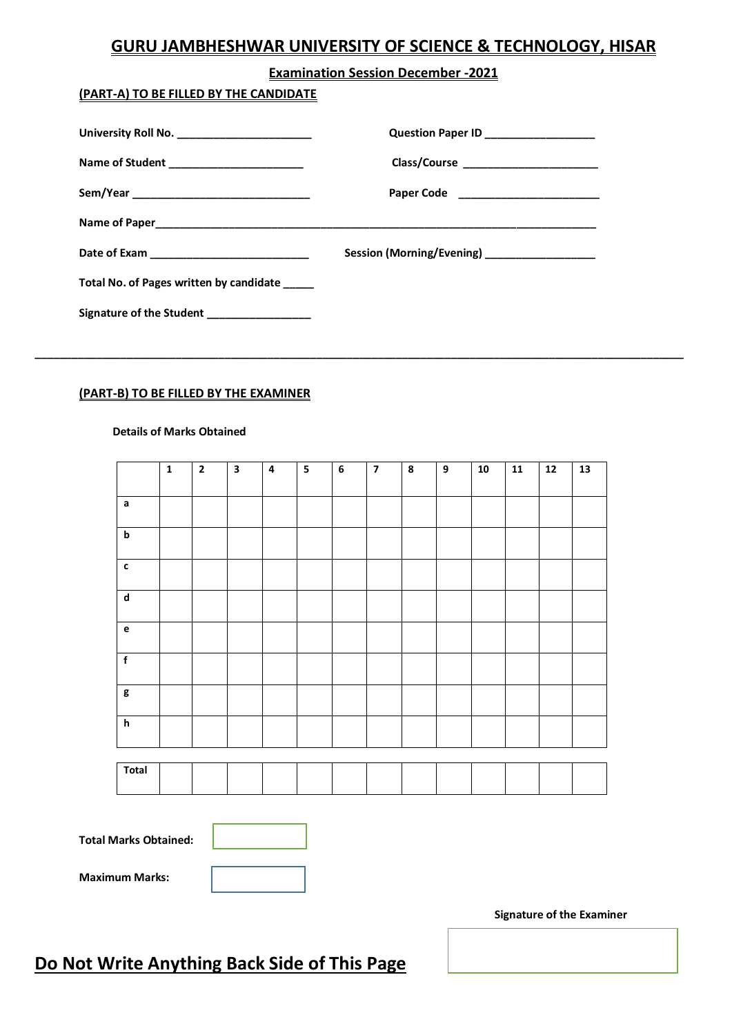# GURU JAMBHESHWAR UNIVERSITY OF SCIENCE & TECHNOLOGY, HISAR

## Examination Session December -2021

**(PART-A) TO BE FILLED BY THE CANDIDATE**

**University Roll No.** ______________________ **Question Paper ID** _________________

**Name of Student** _____________________ **Class/Course** _____________________

**Sem/Year** _____________________________ **Paper Code** _____________________

**Name of Paper**_____________________________________________________________

**Date of Exam** __________________________ **Session (Morning/Evening)** _________________

**Total No. of Pages written by candidate** _____

**Signature of the Student** ________________

---

**(PART-B) TO BE FILLED BY THE EXAMINER**

**Details of Marks Obtained**

| | 1 | 2 | 3 | 4 | 5 | 6 | 7 | 8 | 9 | 10 | 11 | 12 | 13 |
|---|---|---|---|---|---|---|---|---|---|---|---|---|---|
| a | | | | | | | | | | | | | |
| b | | | | | | | | | | | | | |
| c | | | | | | | | | | | | | |
| d | | | | | | | | | | | | | |
| e | | | | | | | | | | | | | |
| f | | | | | | | | | | | | | |
| g | | | | | | | | | | | | | |
| h | | | | | | | | | | | | | |
| Total | | | | | | | | | | | | | |

**Total Marks Obtained:**

**Maximum Marks:**

**Signature of the Examiner**

## Do Not Write Anything Back Side of This Page